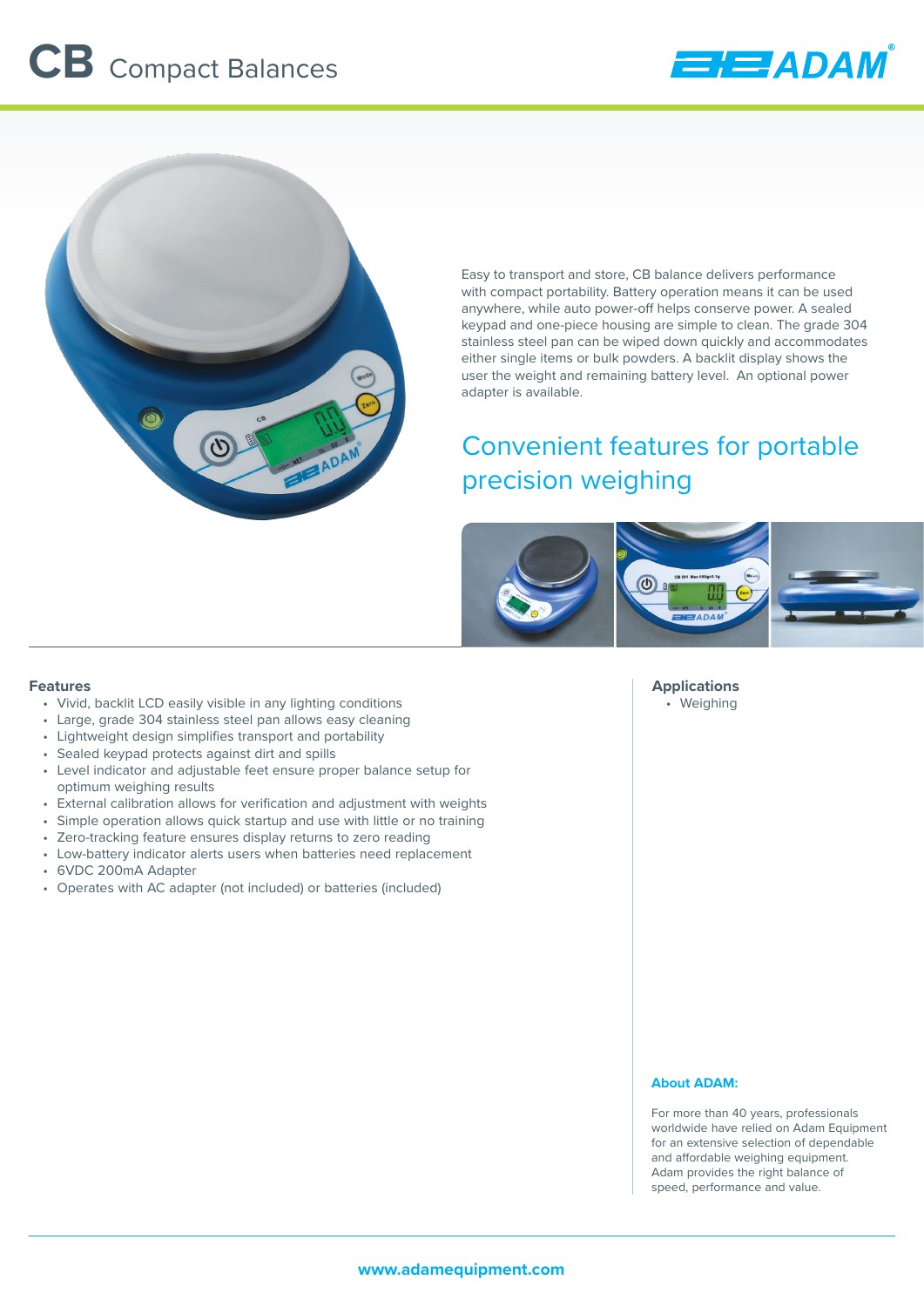# CB Compact Balances

Easy to transport and store, CB balance delivers performance with compact portability. Battery operation means it can be used anywhere, while auto power-off helps conserve power. A sealed keypad and one-piece housing are simple to clean. The grade 304 stainless steel pan can be wiped down quickly and accommodates either single items or bulk powders. A backlit display shows the user the weight and remaining battery level. An optional power adapter is available.

## Convenient features for portable precision weighing

### Features

- Vivid, backlit LCD easily visible in any lighting conditions
- Large, grade 304 stainless steel pan allows easy cleaning
- Lightweight design simplifies transport and portability
- Sealed keypad protects against dirt and spills
- Level indicator and adjustable feet ensure proper balance setup for optimum weighing results
- External calibration allows for verification and adjustment with weights
- Simple operation allows quick startup and use with little or no training
- Zero-tracking feature ensures display returns to zero reading
- Low-battery indicator alerts users when batteries need replacement
- 6VDC 200mA Adapter
- Operates with AC adapter (not included) or batteries (included)

### Applications

- Weighing

### About ADAM:

For more than 40 years, professionals worldwide have relied on Adam Equipment for an extensive selection of dependable and affordable weighing equipment. Adam provides the right balance of speed, performance and value.

www.adamequipment.com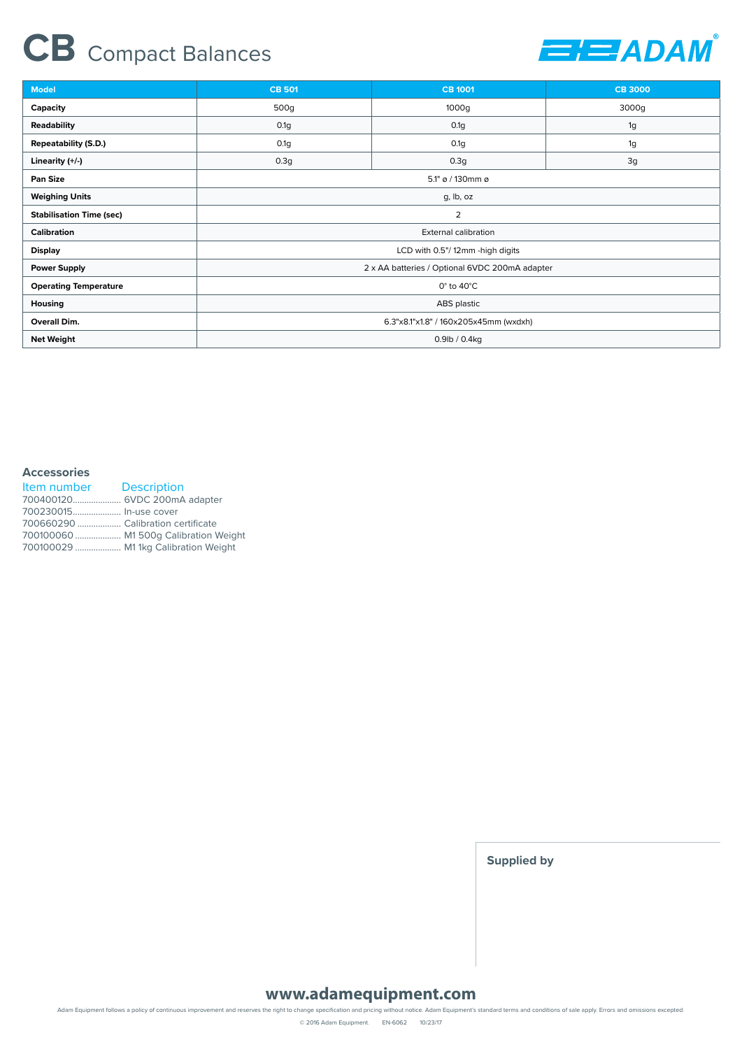# CB Compact Balances

| Model | CB 501 | CB 1001 | CB 3000 |
|---|---|---|---|
| **Capacity** | 500g | 1000g | 3000g |
| **Readability** | 0.1g | 0.1g | 1g |
| **Repeatability (S.D.)** | 0.1g | 0.1g | 1g |
| **Linearity (+/-)** | 0.3g | 0.3g | 3g |
| **Pan Size** | 5.1" ø / 130mm ø | | |
| **Weighing Units** | g, lb, oz | | |
| **Stabilisation Time (sec)** | 2 | | |
| **Calibration** | External calibration | | |
| **Display** | LCD with 0.5"/ 12mm -high digits | | |
| **Power Supply** | 2 x AA batteries / Optional 6VDC 200mA adapter | | |
| **Operating Temperature** | 0° to 40°C | | |
| **Housing** | ABS plastic | | |
| **Overall Dim.** | 6.3"x8.1"x1.8" / 160x205x45mm (wxdxh) | | |
| **Net Weight** | 0.9lb / 0.4kg | | |

## Accessories

| Item number | Description |
|---|---|
| 700400120 | 6VDC 200mA adapter |
| 700230015 | In-use cover |
| 700660290 | Calibration certificate |
| 700100060 | M1 500g Calibration Weight |
| 700100029 | M1 1kg Calibration Weight |

**Supplied by**

**www.adamequipment.com**

Adam Equipment follows a policy of continuous improvement and reserves the right to change specification and pricing without notice. Adam Equipment's standard terms and conditions of sale apply. Errors and omissions excepted.

© 2016 Adam Equipment. EN-6062 10/23/17